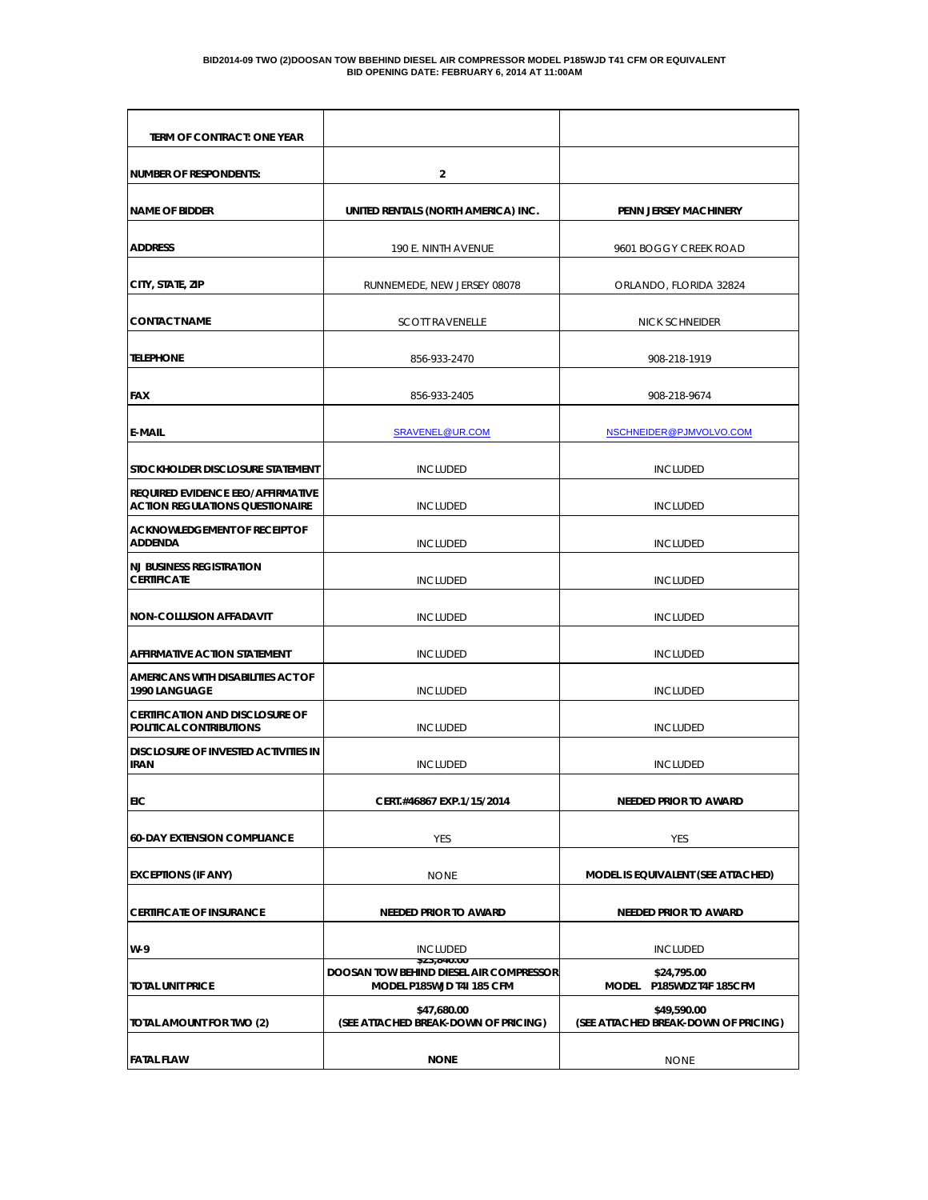**BID2014-09 TWO (2)DOOSAN TOW BBEHIND DIESEL AIR COMPRESSOR MODEL P185WJD T41 CFM OR EQUIVALENT**
**BID OPENING DATE: FEBRUARY 6, 2014 AT 11:00AM**

| TERM OF CONTRACT: ONE YEAR | | |
|---|---|---|
| NUMBER OF RESPONDENTS: | 2 | |
| NAME OF BIDDER | UNITED RENTALS (NORTH AMERICA) INC. | PENN JERSEY MACHINERY |
| ADDRESS | 190 E. NINTH AVENUE | 9601 BOGGY CREEK ROAD |
| CITY, STATE, ZIP | RUNNEMEDE, NEW JERSEY 08078 | ORLANDO, FLORIDA 32824 |
| CONTACT NAME | SCOTT RAVENELLE | NICK SCHNEIDER |
| TELEPHONE | 856-933-2470 | 908-218-1919 |
| FAX | 856-933-2405 | 908-218-9674 |
| E-MAIL | SRAVENEL@UR.COM | NSCHNEIDER@PJMVOLVO.COM |
| STOCKHOLDER DISCLOSURE STATEMENT | INCLUDED | INCLUDED |
| REQUIRED EVIDENCE EEO/AFFIRMATIVE ACTION REGULATIONS QUESTIONAIRE | INCLUDED | INCLUDED |
| ACKNOWLEDGEMENT OF RECEIPT OF ADDENDA | INCLUDED | INCLUDED |
| NJ BUSINESS REGISTRATION CERTIFICATE | INCLUDED | INCLUDED |
| NON-COLLUSION AFFADAVIT | INCLUDED | INCLUDED |
| AFFIRMATIVE ACTION STATEMENT | INCLUDED | INCLUDED |
| AMERICANS WITH DISABILITIES ACT OF 1990 LANGUAGE | INCLUDED | INCLUDED |
| CERTIFICATION AND DISCLOSURE OF POLITICAL CONTRIBUTIONS | INCLUDED | INCLUDED |
| DISCLOSURE OF INVESTED ACTIVITIES IN IRAN | INCLUDED | INCLUDED |
| EIC | CERT.#46867 EXP.1/15/2014 | NEEDED PRIOR TO AWARD |
| 60-DAY EXTENSION COMPLIANCE | YES | YES |
| EXCEPTIONS (IF ANY) | NONE | MODEL IS EQUIVALENT (SEE ATTACHED) |
| CERTIFICATE OF INSURANCE | NEEDED PRIOR TO AWARD | NEEDED PRIOR TO AWARD |
| W-9 | INCLUDED | INCLUDED |
| TOTAL UNIT PRICE | $23,840.00 DOOSAN TOW BEHIND DIESEL AIR COMPRESSOR MODEL P185WJD T4I 185 CFM | $24,795.00 MODEL P185WDZ T4F 185CFM |
| TOTAL AMOUNT FOR TWO (2) | $47,680.00 (SEE ATTACHED BREAK-DOWN OF PRICING) | $49,590.00 (SEE ATTACHED BREAK-DOWN OF PRICING) |
| FATAL FLAW | NONE | NONE |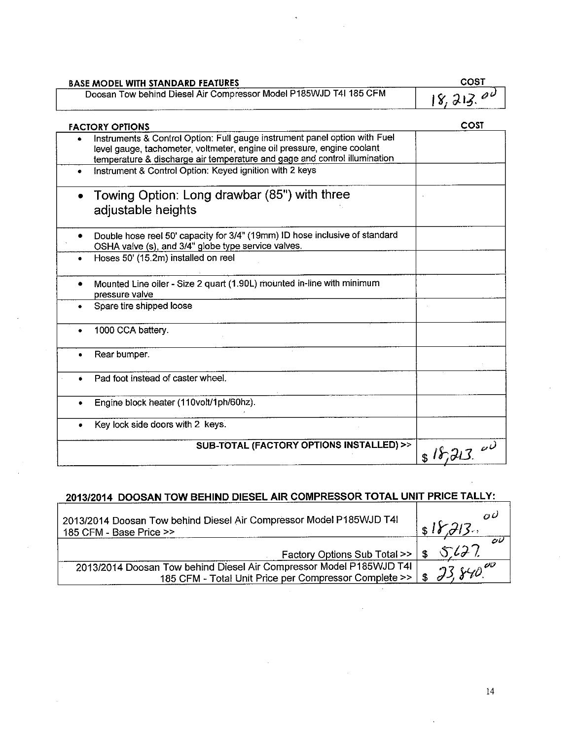| BASE MODEL WITH STANDARD FEATURES | COST |
|---|---|
| Doosan Tow behind Diesel Air Compressor Model P185WJD T4I 185 CFM | 18,213.00 |

| FACTORY OPTIONS | COST |
|---|---|
| • Instruments & Control Option: Full gauge instrument panel option with Fuel level gauge, tachometer, voltmeter, engine oil pressure, engine coolant temperature & discharge air temperature and gage and control illumination | |
| • Instrument & Control Option: Keyed ignition with 2 keys | |
| • Towing Option: Long drawbar (85") with three adjustable heights | |
| • Double hose reel 50' capacity for 3/4" (19mm) ID hose inclusive of standard OSHA valve (s), and 3/4" globe type service valves. | |
| • Hoses 50' (15.2m) installed on reel | |
| • Mounted Line oiler - Size 2 quart (1.90L) mounted in-line with minimum pressure valve | |
| • Spare tire shipped loose | |
| • 1000 CCA battery. | |
| • Rear bumper. | |
| • Pad foot instead of caster wheel. | |
| • Engine block heater (110volt/1ph/60hz). | |
| • Key lock side doors with 2 keys. | |
| **SUB-TOTAL (FACTORY OPTIONS INSTALLED) >>** | $ 18,213.00 |

## 2013/2014 DOOSAN TOW BEHIND DIESEL AIR COMPRESSOR TOTAL UNIT PRICE TALLY:

| | |
|---|---|
| 2013/2014 Doosan Tow behind Diesel Air Compressor Model P185WJD T4I 185 CFM - Base Price >> | $ 18,213.00 |
| Factory Options Sub Total >> | $ 5,627.00 |
| 2013/2014 Doosan Tow behind Diesel Air Compressor Model P185WJD T4I 185 CFM - Total Unit Price per Compressor Complete >> | $ 23,840.00 |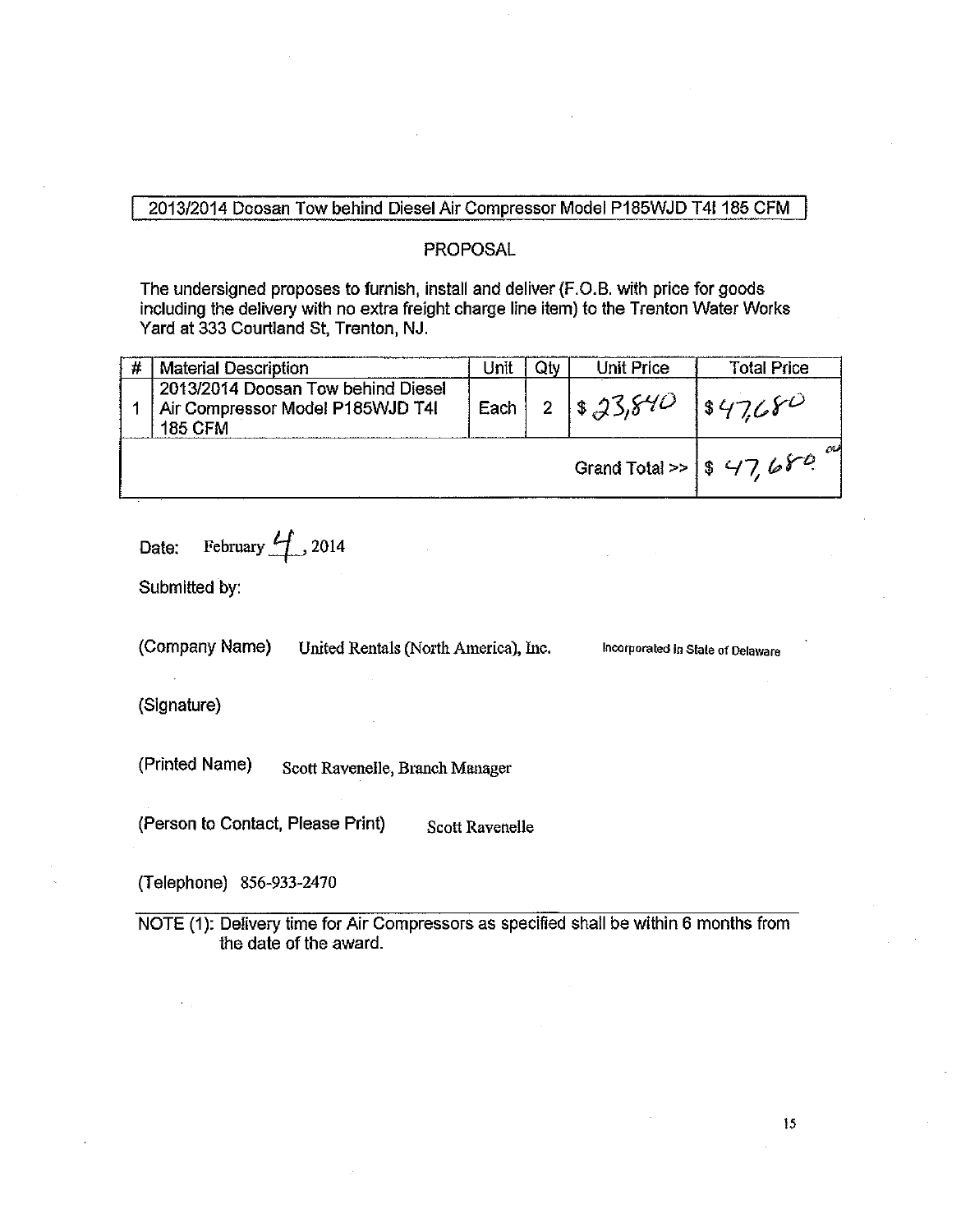2013/2014 Doosan Tow behind Diesel Air Compressor Model P185WJD T4I 185 CFM

PROPOSAL

The undersigned proposes to furnish, install and deliver (F.O.B. with price for goods including the delivery with no extra freight charge line item) to the Trenton Water Works Yard at 333 Courtland St, Trenton, NJ.

| # | Material Description | Unit | Qty | Unit Price | Total Price |
|---|---|---|---|---|---|
| 1 | 2013/2014 Doosan Tow behind Diesel Air Compressor Model P185WJD T4I 185 CFM | Each | 2 | $ 23,840 | $ 47,680 |
| | | | | Grand Total >> | $ 47,680.00 |

Date: February 4, 2014

Submitted by:

(Company Name) United Rentals (North America), Inc. Incorporated in State of Delaware

(Signature)

(Printed Name) Scott Ravenelle, Branch Manager

(Person to Contact, Please Print) Scott Ravenelle

(Telephone) 856-933-2470

NOTE (1): Delivery time for Air Compressors as specified shall be within 6 months from the date of the award.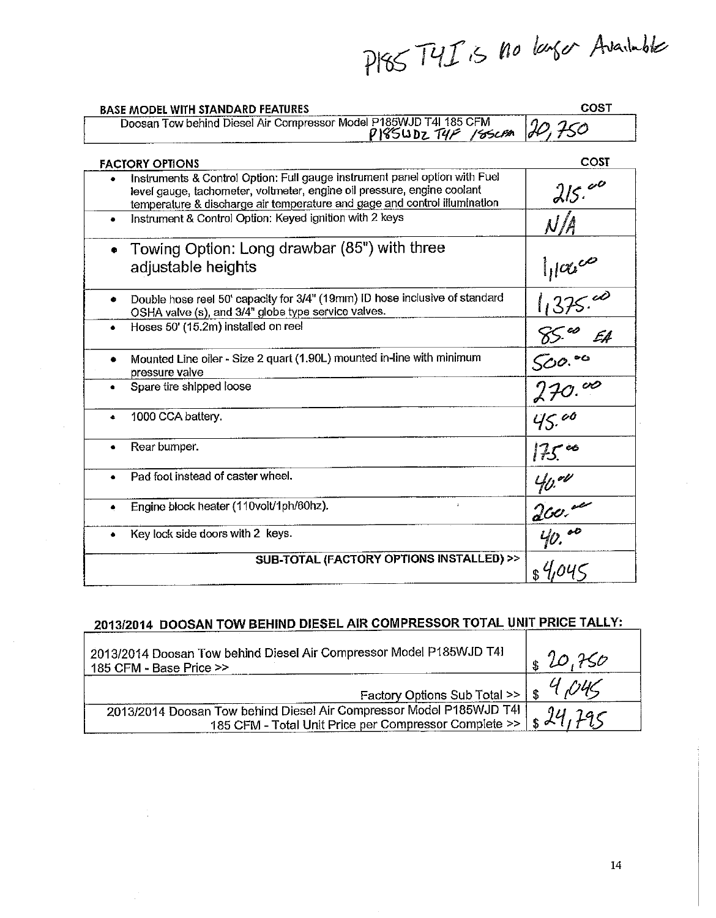P185 T4I is no longer Available

| BASE MODEL WITH STANDARD FEATURES | COST |
|---|---|
| Doosan Tow behind Diesel Air Compressor Model P185WJD T4I 185 CFM<br>P185WDZ T4F 185CFM | 20,750 |

| FACTORY OPTIONS | COST |
|---|---|
| • Instruments & Control Option: Full gauge instrument panel option with Fuel level gauge, tachometer, voltmeter, engine oil pressure, engine coolant temperature & discharge air temperature and gage and control illumination | 215.00 |
| • Instrument & Control Option: Keyed ignition with 2 keys | N/A |
| • Towing Option: Long drawbar (85") with three adjustable heights | 1,100.00 |
| • Double hose reel 50' capacity for 3/4" (19mm) ID hose inclusive of standard OSHA valve (s), and 3/4" globe type service valves. | 1,375.00 |
| • Hoses 50' (15.2m) installed on reel | 85.00 EA |
| • Mounted Line oiler - Size 2 quart (1.90L) mounted in-line with minimum pressure valve | 500.00 |
| • Spare tire shipped loose | 270.00 |
| • 1000 CCA battery. | 45.00 |
| • Rear bumper. | 175.00 |
| • Pad foot instead of caster wheel. | 40.00 |
| • Engine block heater (110volt/1ph/60hz). | 200.00 |
| • Key lock side doors with 2 keys. | 40.00 |
| SUB-TOTAL (FACTORY OPTIONS INSTALLED) >> | $ 4,045 |

## 2013/2014 DOOSAN TOW BEHIND DIESEL AIR COMPRESSOR TOTAL UNIT PRICE TALLY:

| | |
|---|---|
| 2013/2014 Doosan Tow behind Diesel Air Compressor Model P185WJD T4I 185 CFM - Base Price >> | $ 20,750 |
| Factory Options Sub Total >> | $ 4,045 |
| 2013/2014 Doosan Tow behind Diesel Air Compressor Model P185WJD T4I 185 CFM - Total Unit Price per Compressor Complete >> | $ 24,795 |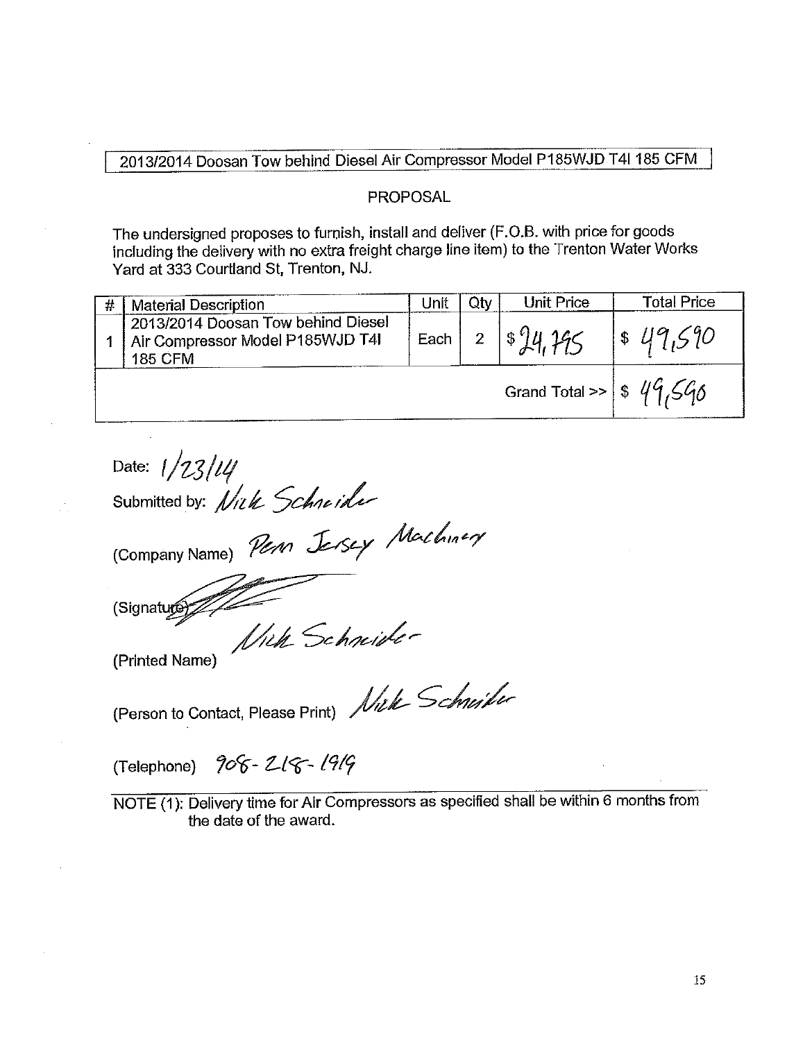2013/2014 Doosan Tow behind Diesel Air Compressor Model P185WJD T4I 185 CFM

PROPOSAL

The undersigned proposes to furnish, install and deliver (F.O.B. with price for goods including the delivery with no extra freight charge line item) to the Trenton Water Works Yard at 333 Courtland St, Trenton, NJ.

| # | Material Description | Unit | Qty | Unit Price | Total Price |
|---|---|---|---|---|---|
| 1 | 2013/2014 Doosan Tow behind Diesel Air Compressor Model P185WJD T4I 185 CFM | Each | 2 | $ 24,795 | $ 49,590 |
| | | | | Grand Total >> | $ 49,590 |

Date: 1/23/14

Submitted by: Nick Schneider

(Company Name) Penn Jersey Machinery

(Signature) [signature]

(Printed Name) Nick Schneider

(Person to Contact, Please Print) Nick Schneider

(Telephone) 908-218-1919

NOTE (1): Delivery time for Air Compressors as specified shall be within 6 months from the date of the award.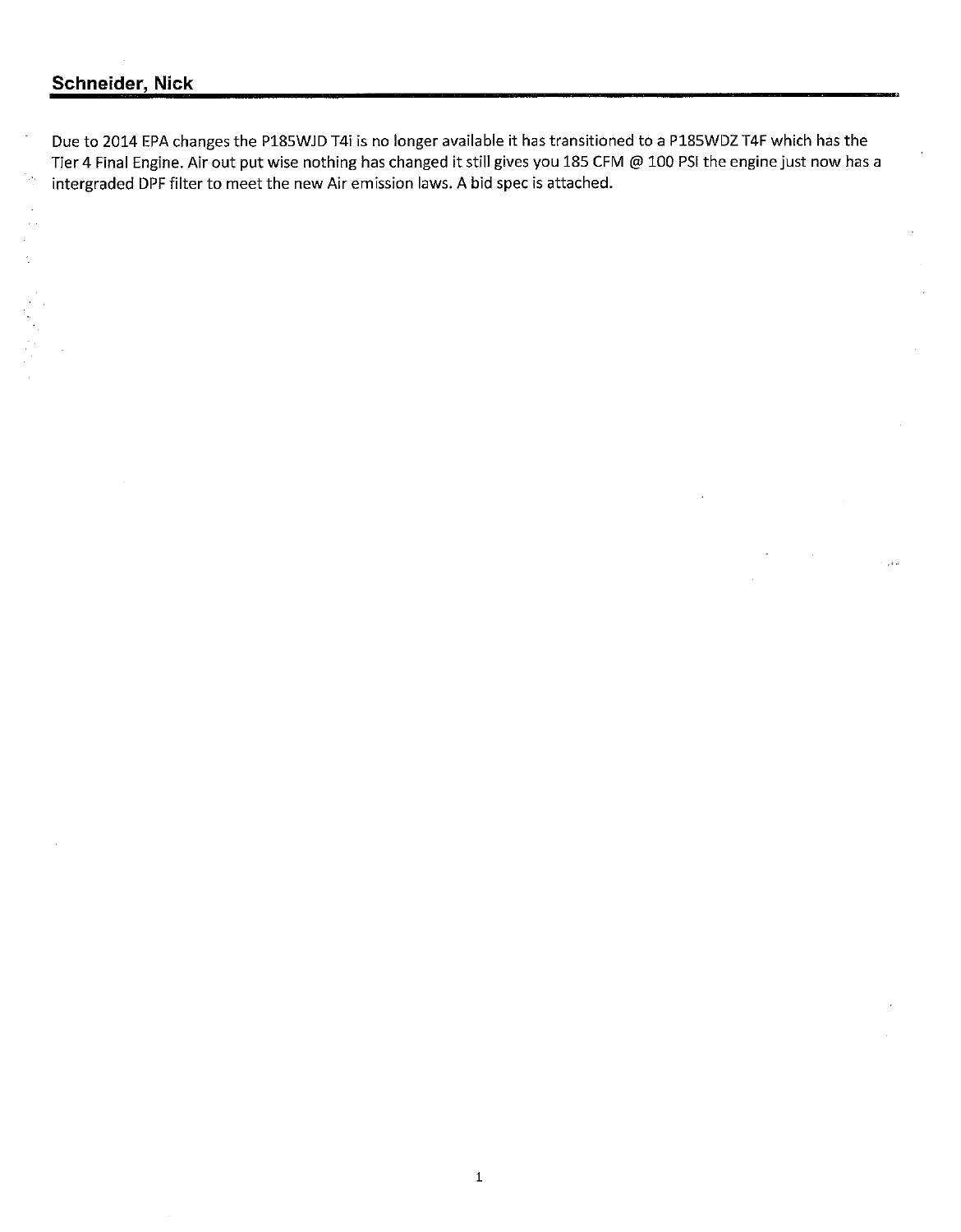## Schneider, Nick

Due to 2014 EPA changes the P185WJD T4i is no longer available it has transitioned to a P185WDZ T4F which has the Tier 4 Final Engine. Air out put wise nothing has changed it still gives you 185 CFM @ 100 PSI the engine just now has a intergraded DPF filter to meet the new Air emission laws. A bid spec is attached.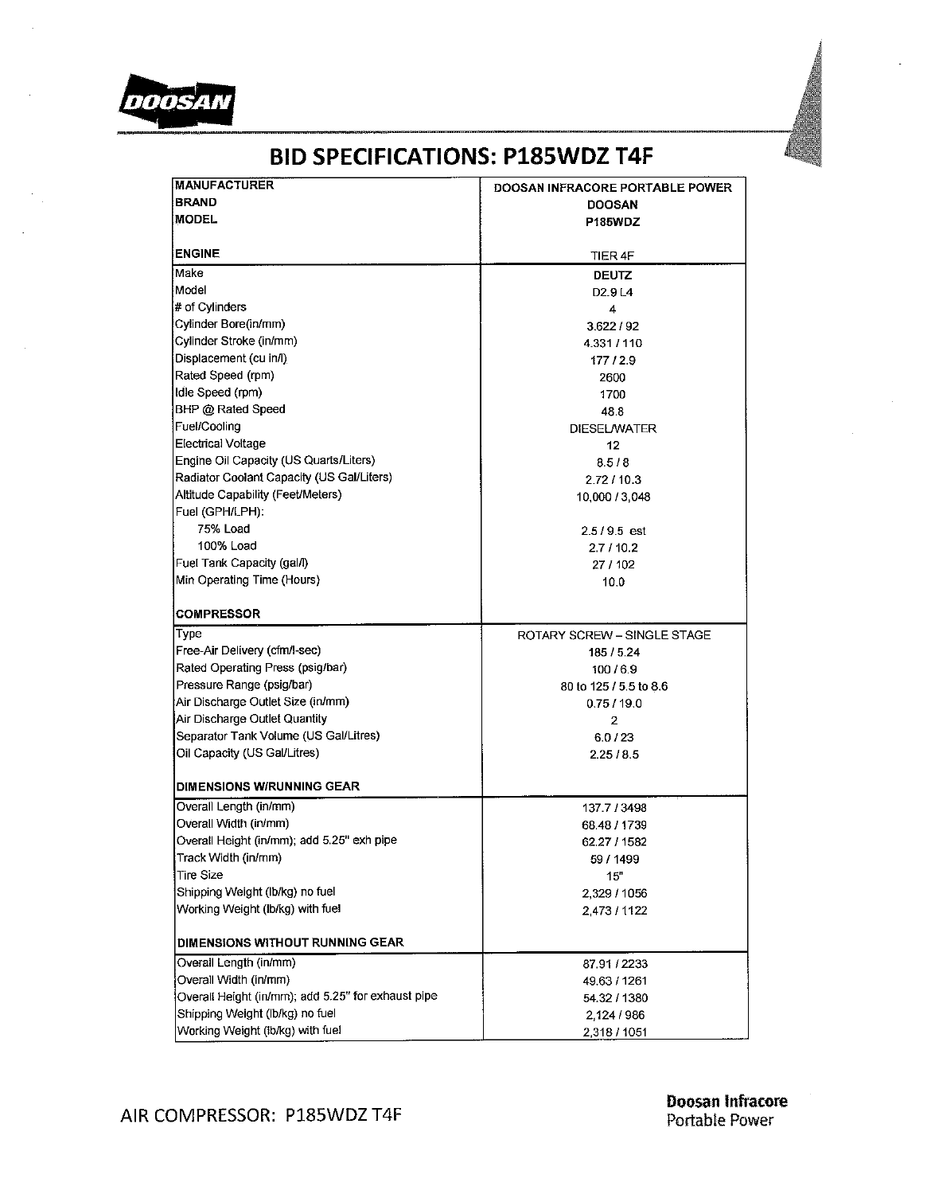# BID SPECIFICATIONS: P185WDZ T4F

| | |
|---|---|
| **MANUFACTURER** | DOOSAN INFRACORE PORTABLE POWER |
| **BRAND** | **DOOSAN** |
| **MODEL** | **P185WDZ** |
| **ENGINE** | TIER 4F |
| Make | **DEUTZ** |
| Model | D2.9 L4 |
| # of Cylinders | 4 |
| Cylinder Bore(in/mm) | 3.622 / 92 |
| Cylinder Stroke (in/mm) | 4.331 / 110 |
| Displacement (cu in/l) | 177 / 2.9 |
| Rated Speed (rpm) | 2600 |
| Idle Speed (rpm) | 1700 |
| BHP @ Rated Speed | 48.8 |
| Fuel/Cooling | DIESEL/WATER |
| Electrical Voltage | 12 |
| Engine Oil Capacity (US Quarts/Liters) | 8.5 / 8 |
| Radiator Coolant Capacity (US Gal/Liters) | 2.72 / 10.3 |
| Altitude Capability (Feet/Meters) | 10,000 / 3,048 |
| Fuel (GPH/LPH): | |
| 75% Load | 2.5 / 9.5 est |
| 100% Load | 2.7 / 10.2 |
| Fuel Tank Capacity (gal/l) | 27 / 102 |
| Min Operating Time (Hours) | 10.0 |
| **COMPRESSOR** | |
| Type | ROTARY SCREW – SINGLE STAGE |
| Free-Air Delivery (cfm/l-sec) | 185 / 5.24 |
| Rated Operating Press (psig/bar) | 100 / 6.9 |
| Pressure Range (psig/bar) | 80 to 125 / 5.5 to 8.6 |
| Air Discharge Outlet Size (in/mm) | 0.75 / 19.0 |
| Air Discharge Outlet Quantity | 2 |
| Separator Tank Volume (US Gal/Litres) | 6.0 / 23 |
| Oil Capacity (US Gal/Litres) | 2.25 / 8.5 |
| **DIMENSIONS W/RUNNING GEAR** | |
| Overall Length (in/mm) | 137.7 / 3498 |
| Overall Width (in/mm) | 68.48 / 1739 |
| Overall Height (in/mm); add 5.25" exh pipe | 62.27 / 1582 |
| Track Width (in/mm) | 59 / 1499 |
| Tire Size | 15" |
| Shipping Weight (lb/kg) no fuel | 2,329 / 1056 |
| Working Weight (lb/kg) with fuel | 2,473 / 1122 |
| **DIMENSIONS WITHOUT RUNNING GEAR** | |
| Overall Length (in/mm) | 87.91 / 2233 |
| Overall Width (in/mm) | 49.63 / 1261 |
| Overall Height (in/mm); add 5.25" for exhaust pipe | 54.32 / 1380 |
| Shipping Weight (lb/kg) no fuel | 2,124 / 986 |
| Working Weight (lb/kg) with fuel | 2,318 / 1051 |

AIR COMPRESSOR: P185WDZ T4F

**Doosan Infracore**
Portable Power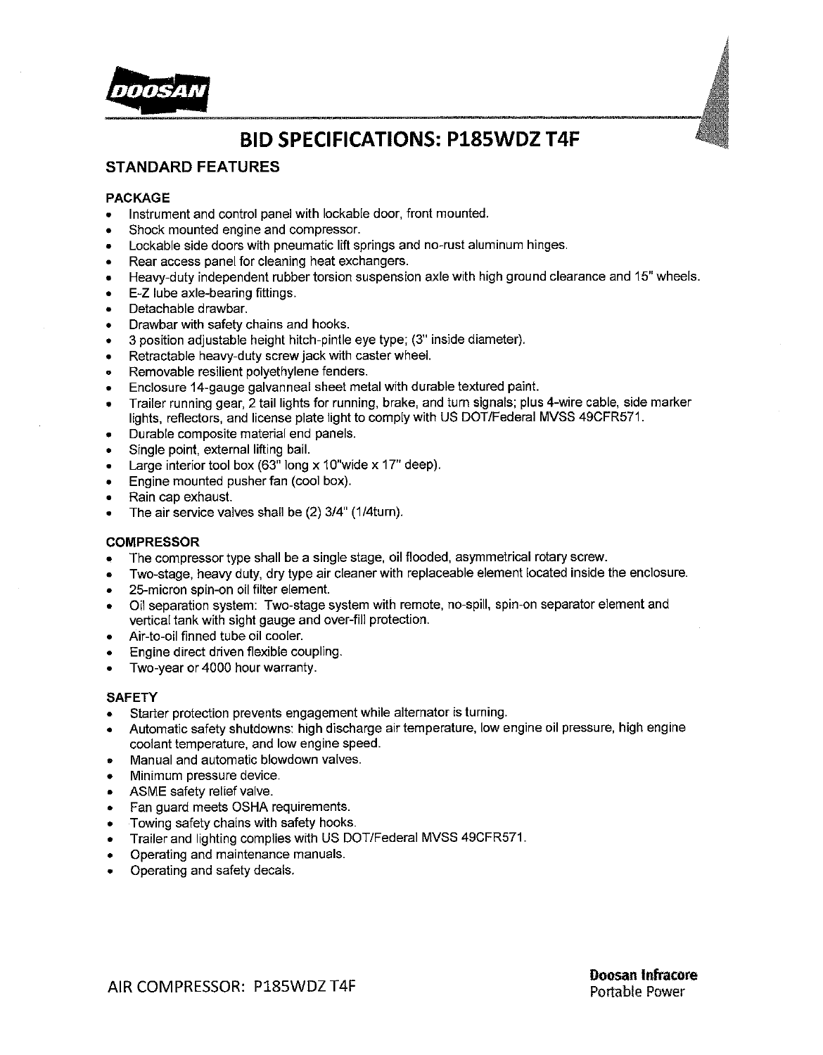DOOSAN

# BID SPECIFICATIONS: P185WDZ T4F

## STANDARD FEATURES

### PACKAGE

- Instrument and control panel with lockable door, front mounted.
- Shock mounted engine and compressor.
- Lockable side doors with pneumatic lift springs and no-rust aluminum hinges.
- Rear access panel for cleaning heat exchangers.
- Heavy-duty independent rubber torsion suspension axle with high ground clearance and 15" wheels.
- E-Z lube axle-bearing fittings.
- Detachable drawbar.
- Drawbar with safety chains and hooks.
- 3 position adjustable height hitch-pintle eye type; (3" inside diameter).
- Retractable heavy-duty screw jack with caster wheel.
- Removable resilient polyethylene fenders.
- Enclosure 14-gauge galvanneal sheet metal with durable textured paint.
- Trailer running gear, 2 tail lights for running, brake, and turn signals; plus 4-wire cable, side marker lights, reflectors, and license plate light to comply with US DOT/Federal MVSS 49CFR571.
- Durable composite material end panels.
- Single point, external lifting bail.
- Large interior tool box (63" long x 10"wide x 17" deep).
- Engine mounted pusher fan (cool box).
- Rain cap exhaust.
- The air service valves shall be (2) 3/4" (1/4turn).

### COMPRESSOR

- The compressor type shall be a single stage, oil flooded, asymmetrical rotary screw.
- Two-stage, heavy duty, dry type air cleaner with replaceable element located inside the enclosure.
- 25-micron spin-on oil filter element.
- Oil separation system: Two-stage system with remote, no-spill, spin-on separator element and vertical tank with sight gauge and over-fill protection.
- Air-to-oil finned tube oil cooler.
- Engine direct driven flexible coupling.
- Two-year or 4000 hour warranty.

### SAFETY

- Starter protection prevents engagement while alternator is turning.
- Automatic safety shutdowns: high discharge air temperature, low engine oil pressure, high engine coolant temperature, and low engine speed.
- Manual and automatic blowdown valves.
- Minimum pressure device.
- ASME safety relief valve.
- Fan guard meets OSHA requirements.
- Towing safety chains with safety hooks.
- Trailer and lighting complies with US DOT/Federal MVSS 49CFR571.
- Operating and maintenance manuals.
- Operating and safety decals.

AIR COMPRESSOR: P185WDZ T4F

**Doosan Infracore**
Portable Power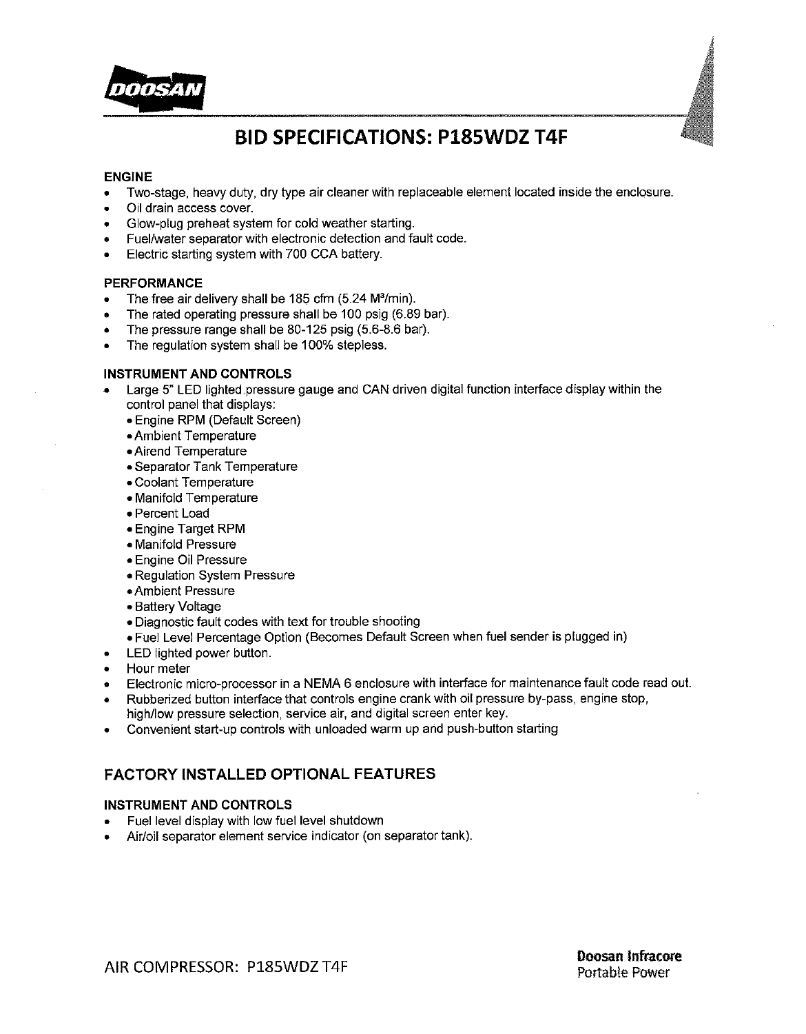**DOOSAN**

# BID SPECIFICATIONS: P185WDZ T4F

### ENGINE

- Two-stage, heavy duty, dry type air cleaner with replaceable element located inside the enclosure.
- Oil drain access cover.
- Glow-plug preheat system for cold weather starting.
- Fuel/water separator with electronic detection and fault code.
- Electric starting system with 700 CCA battery.

### PERFORMANCE

- The free air delivery shall be 185 cfm (5.24 $M^3$/min).
- The rated operating pressure shall be 100 psig (6.89 bar).
- The pressure range shall be 80-125 psig (5.6-8.6 bar).
- The regulation system shall be 100% stepless.

### INSTRUMENT AND CONTROLS

- Large 5" LED lighted pressure gauge and CAN driven digital function interface display within the control panel that displays:
  - Engine RPM (Default Screen)
  - Ambient Temperature
  - Airend Temperature
  - Separator Tank Temperature
  - Coolant Temperature
  - Manifold Temperature
  - Percent Load
  - Engine Target RPM
  - Manifold Pressure
  - Engine Oil Pressure
  - Regulation System Pressure
  - Ambient Pressure
  - Battery Voltage
  - Diagnostic fault codes with text for trouble shooting
  - Fuel Level Percentage Option (Becomes Default Screen when fuel sender is plugged in)
- LED lighted power button.
- Hour meter
- Electronic micro-processor in a NEMA 6 enclosure with interface for maintenance fault code read out.
- Rubberized button interface that controls engine crank with oil pressure by-pass, engine stop, high/low pressure selection, service air, and digital screen enter key.
- Convenient start-up controls with unloaded warm up and push-button starting

## FACTORY INSTALLED OPTIONAL FEATURES

### INSTRUMENT AND CONTROLS

- Fuel level display with low fuel level shutdown
- Air/oil separator element service indicator (on separator tank).

AIR COMPRESSOR: P185WDZ T4F

**Doosan Infracore**
Portable Power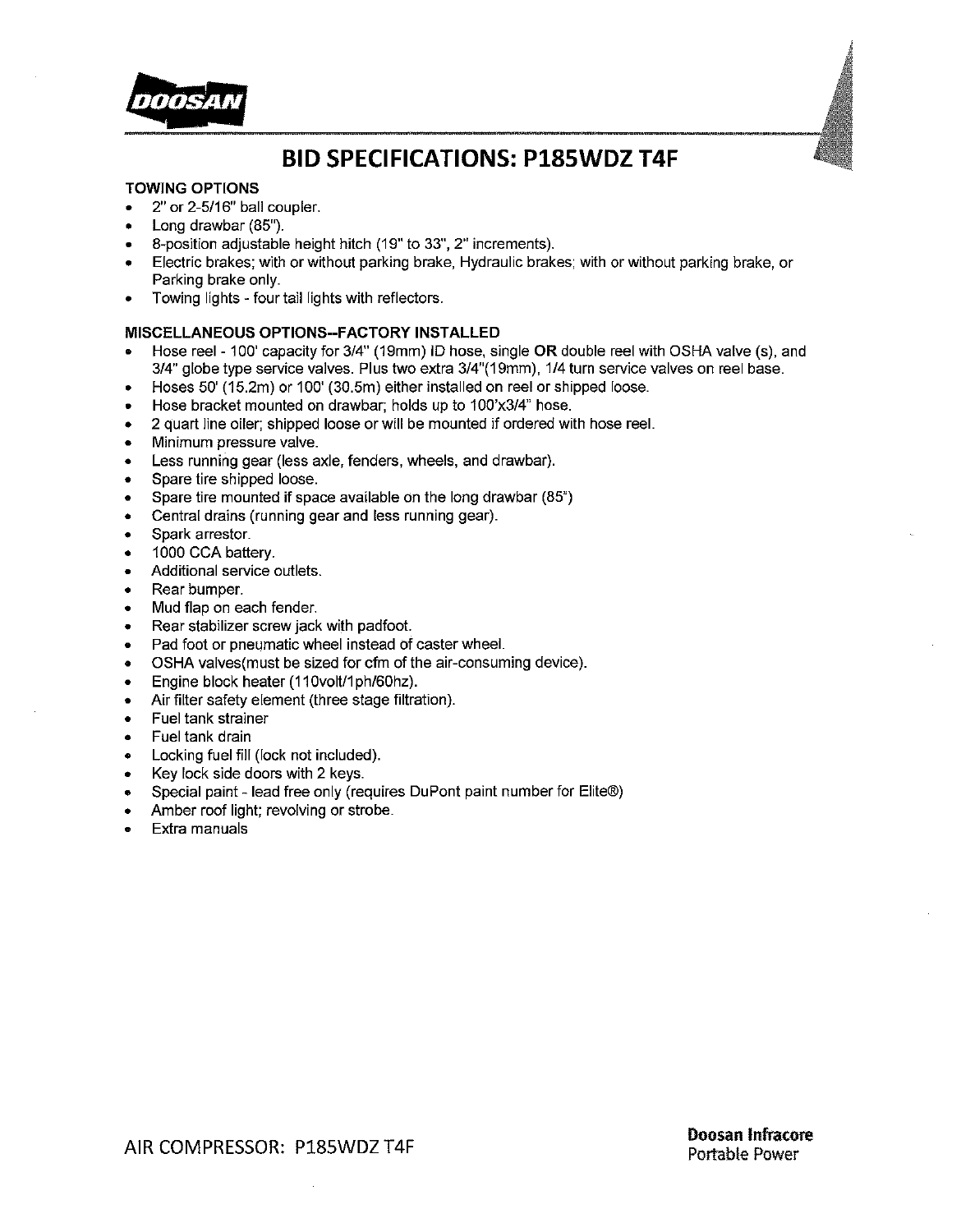DOOSAN

# BID SPECIFICATIONS: P185WDZ T4F

**TOWING OPTIONS**

- 2" or 2-5/16" ball coupler.
- Long drawbar (85").
- 8-position adjustable height hitch (19" to 33", 2" increments).
- Electric brakes; with or without parking brake, Hydraulic brakes; with or without parking brake, or Parking brake only.
- Towing lights - four tail lights with reflectors.

**MISCELLANEOUS OPTIONS--FACTORY INSTALLED**

- Hose reel - 100' capacity for 3/4" (19mm) ID hose, single **OR** double reel with OSHA valve (s), and 3/4" globe type service valves. Plus two extra 3/4"(19mm), 1/4 turn service valves on reel base.
- Hoses 50' (15.2m) or 100' (30.5m) either installed on reel or shipped loose.
- Hose bracket mounted on drawbar; holds up to 100'x3/4" hose.
- 2 quart line oiler; shipped loose or will be mounted if ordered with hose reel.
- Minimum pressure valve.
- Less running gear (less axle, fenders, wheels, and drawbar).
- Spare tire shipped loose.
- Spare tire mounted if space available on the long drawbar (85")
- Central drains (running gear and less running gear).
- Spark arrestor.
- 1000 CCA battery.
- Additional service outlets.
- Rear bumper.
- Mud flap on each fender.
- Rear stabilizer screw jack with padfoot.
- Pad foot or pneumatic wheel instead of caster wheel.
- OSHA valves(must be sized for cfm of the air-consuming device).
- Engine block heater (110volt/1ph/60hz).
- Air filter safety element (three stage filtration).
- Fuel tank strainer
- Fuel tank drain
- Locking fuel fill (lock not included).
- Key lock side doors with 2 keys.
- Special paint - lead free only (requires DuPont paint number for Elite®)
- Amber roof light; revolving or strobe.
- Extra manuals

AIR COMPRESSOR: P185WDZ T4F

**Doosan Infracore**
Portable Power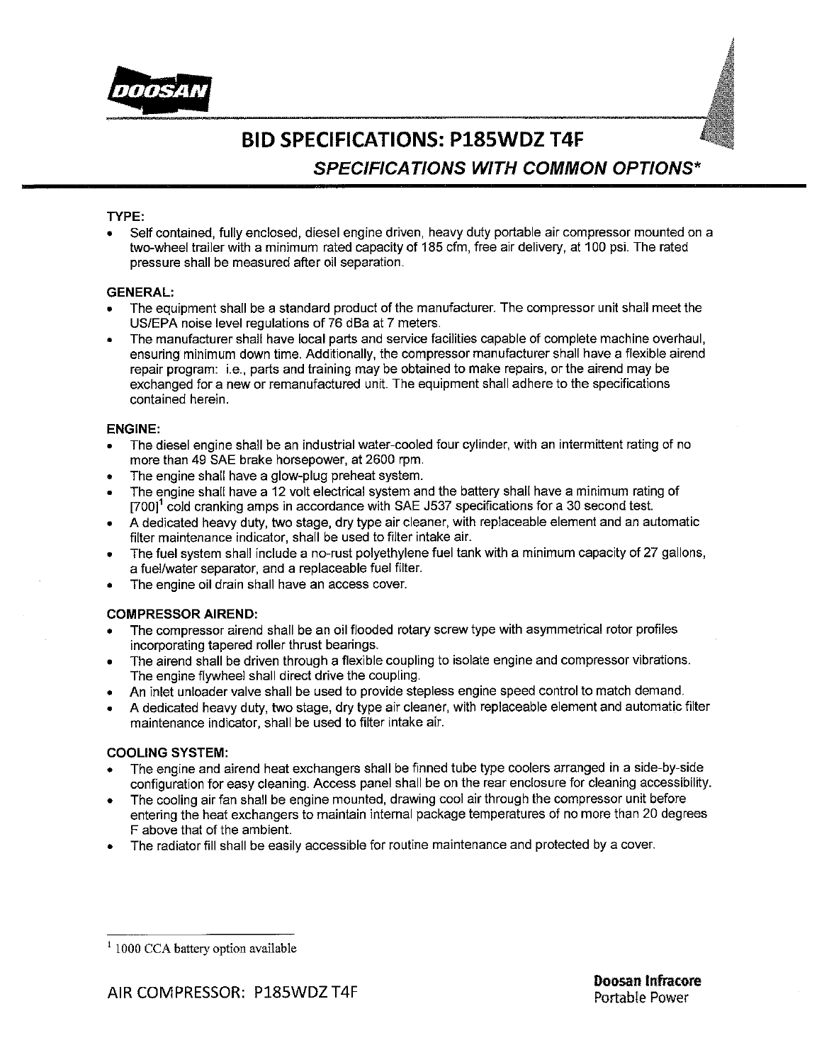# BID SPECIFICATIONS: P185WDZ T4F

## *SPECIFICATIONS WITH COMMON OPTIONS**

**TYPE:**

- Self contained, fully enclosed, diesel engine driven, heavy duty portable air compressor mounted on a two-wheel trailer with a minimum rated capacity of 185 cfm, free air delivery, at 100 psi. The rated pressure shall be measured after oil separation.

**GENERAL:**

- The equipment shall be a standard product of the manufacturer. The compressor unit shall meet the US/EPA noise level regulations of 76 dBa at 7 meters.
- The manufacturer shall have local parts and service facilities capable of complete machine overhaul, ensuring minimum down time. Additionally, the compressor manufacturer shall have a flexible airend repair program: i.e., parts and training may be obtained to make repairs, or the airend may be exchanged for a new or remanufactured unit. The equipment shall adhere to the specifications contained herein.

**ENGINE:**

- The diesel engine shall be an industrial water-cooled four cylinder, with an intermittent rating of no more than 49 SAE brake horsepower, at 2600 rpm.
- The engine shall have a glow-plug preheat system.
- The engine shall have a 12 volt electrical system and the battery shall have a minimum rating of [700][1] cold cranking amps in accordance with SAE J537 specifications for a 30 second test.
- A dedicated heavy duty, two stage, dry type air cleaner, with replaceable element and an automatic filter maintenance indicator, shall be used to filter intake air.
- The fuel system shall include a no-rust polyethylene fuel tank with a minimum capacity of 27 gallons, a fuel/water separator, and a replaceable fuel filter.
- The engine oil drain shall have an access cover.

**COMPRESSOR AIREND:**

- The compressor airend shall be an oil flooded rotary screw type with asymmetrical rotor profiles incorporating tapered roller thrust bearings.
- The airend shall be driven through a flexible coupling to isolate engine and compressor vibrations. The engine flywheel shall direct drive the coupling.
- An inlet unloader valve shall be used to provide stepless engine speed control to match demand.
- A dedicated heavy duty, two stage, dry type air cleaner, with replaceable element and automatic filter maintenance indicator, shall be used to filter intake air.

**COOLING SYSTEM:**

- The engine and airend heat exchangers shall be finned tube type coolers arranged in a side-by-side configuration for easy cleaning. Access panel shall be on the rear enclosure for cleaning accessibility.
- The cooling air fan shall be engine mounted, drawing cool air through the compressor unit before entering the heat exchangers to maintain internal package temperatures of no more than 20 degrees F above that of the ambient.
- The radiator fill shall be easily accessible for routine maintenance and protected by a cover.

---

[1] 1000 CCA battery option available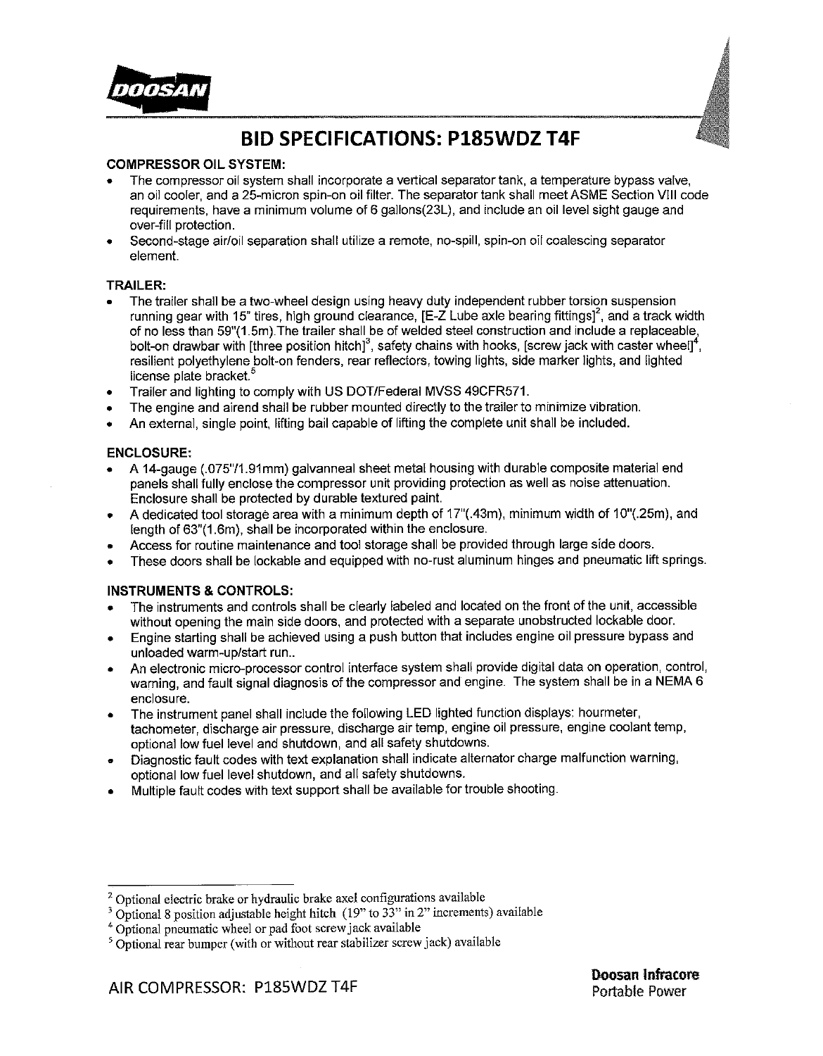# BID SPECIFICATIONS: P185WDZ T4F

**COMPRESSOR OIL SYSTEM:**

- The compressor oil system shall incorporate a vertical separator tank, a temperature bypass valve, an oil cooler, and a 25-micron spin-on oil filter. The separator tank shall meet ASME Section VIII code requirements, have a minimum volume of 6 gallons(23L), and include an oil level sight gauge and over-fill protection.
- Second-stage air/oil separation shall utilize a remote, no-spill, spin-on oil coalescing separator element.

**TRAILER:**

- The trailer shall be a two-wheel design using heavy duty independent rubber torsion suspension running gear with 15" tires, high ground clearance, [E-Z Lube axle bearing fittings][2], and a track width of no less than 59"(1.5m).The trailer shall be of welded steel construction and include a replaceable, bolt-on drawbar with [three position hitch][3], safety chains with hooks, [screw jack with caster wheel][4], resilient polyethylene bolt-on fenders, rear reflectors, towing lights, side marker lights, and lighted license plate bracket.[5]
- Trailer and lighting to comply with US DOT/Federal MVSS 49CFR571.
- The engine and airend shall be rubber mounted directly to the trailer to minimize vibration.
- An external, single point, lifting bail capable of lifting the complete unit shall be included.

**ENCLOSURE:**

- A 14-gauge (.075"/1.91mm) galvanneal sheet metal housing with durable composite material end panels shall fully enclose the compressor unit providing protection as well as noise attenuation. Enclosure shall be protected by durable textured paint.
- A dedicated tool storage area with a minimum depth of 17"(.43m), minimum width of 10"(.25m), and length of 63"(1.6m), shall be incorporated within the enclosure.
- Access for routine maintenance and tool storage shall be provided through large side doors.
- These doors shall be lockable and equipped with no-rust aluminum hinges and pneumatic lift springs.

**INSTRUMENTS & CONTROLS:**

- The instruments and controls shall be clearly labeled and located on the front of the unit, accessible without opening the main side doors, and protected with a separate unobstructed lockable door.
- Engine starting shall be achieved using a push button that includes engine oil pressure bypass and unloaded warm-up/start run..
- An electronic micro-processor control interface system shall provide digital data on operation, control, warning, and fault signal diagnosis of the compressor and engine. The system shall be in a NEMA 6 enclosure.
- The instrument panel shall include the following LED lighted function displays: hourmeter, tachometer, discharge air pressure, discharge air temp, engine oil pressure, engine coolant temp, optional low fuel level and shutdown, and all safety shutdowns.
- Diagnostic fault codes with text explanation shall indicate alternator charge malfunction warning, optional low fuel level shutdown, and all safety shutdowns.
- Multiple fault codes with text support shall be available for trouble shooting.

---

[2] Optional electric brake or hydraulic brake axel configurations available

[3] Optional 8 position adjustable height hitch (19" to 33" in 2" increments) available

[4] Optional pneumatic wheel or pad foot screw jack available

[5] Optional rear bumper (with or without rear stabilizer screw jack) available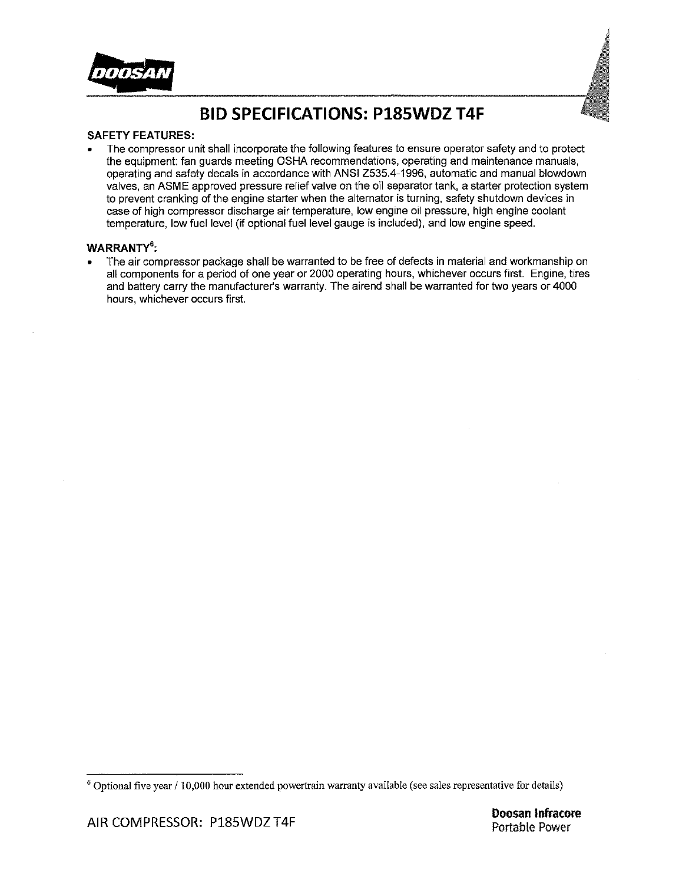# BID SPECIFICATIONS: P185WDZ T4F

**SAFETY FEATURES:**

- The compressor unit shall incorporate the following features to ensure operator safety and to protect the equipment: fan guards meeting OSHA recommendations, operating and maintenance manuals, operating and safety decals in accordance with ANSI Z535.4-1996, automatic and manual blowdown valves, an ASME approved pressure relief valve on the oil separator tank, a starter protection system to prevent cranking of the engine starter when the alternator is turning, safety shutdown devices in case of high compressor discharge air temperature, low engine oil pressure, high engine coolant temperature, low fuel level (if optional fuel level gauge is included), and low engine speed.

**WARRANTY[6]:**

- The air compressor package shall be warranted to be free of defects in material and workmanship on all components for a period of one year or 2000 operating hours, whichever occurs first. Engine, tires and battery carry the manufacturer's warranty. The airend shall be warranted for two years or 4000 hours, whichever occurs first.

---

[6] Optional five year / 10,000 hour extended powertrain warranty available (see sales representative for details)